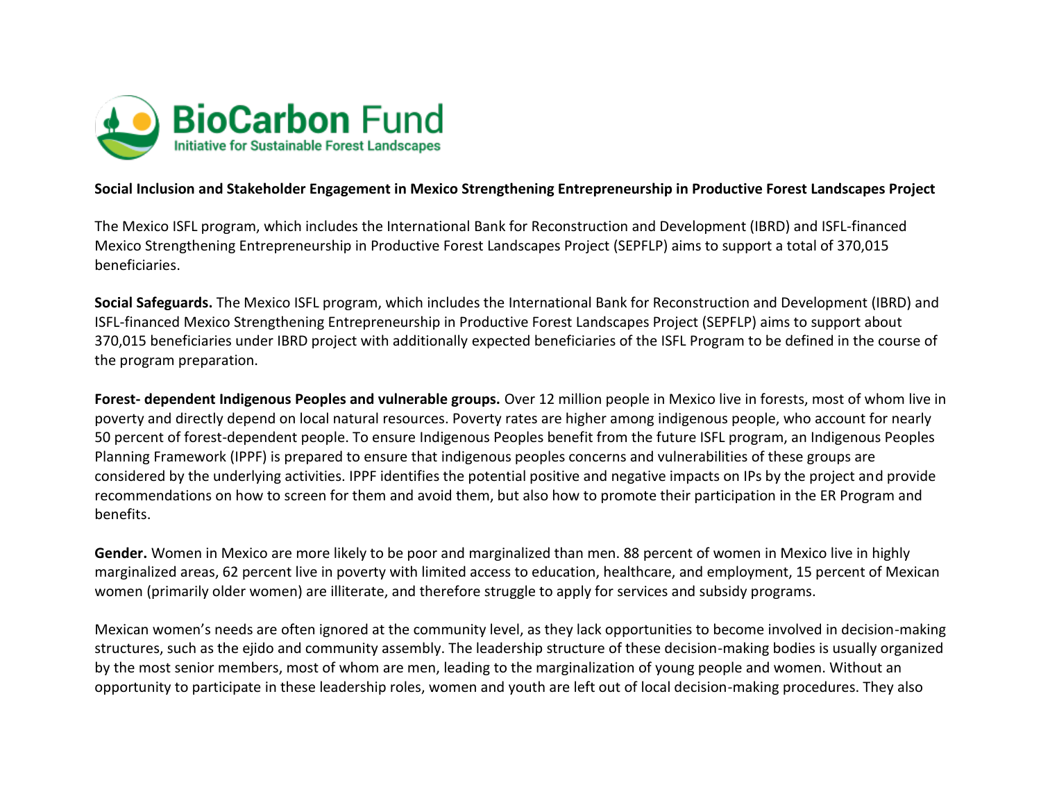**Social Inclusion and Stakeholder Engagement in Mexico Strengthening Entrepreneurship in Productive Forest Landscapes Project**

The Mexico ISFL program, which includes the International Bank for Reconstruction and Development (IBRD) and ISFL-financed Mexico Strengthening Entrepreneurship in Productive Forest Landscapes Project (SEPFLP) aims to support a total of 370,015 beneficiaries.

**Social Safeguards.** The Mexico ISFL program, which includes the International Bank for Reconstruction and Development (IBRD) and ISFL-financed Mexico Strengthening Entrepreneurship in Productive Forest Landscapes Project (SEPFLP) aims to support about 370,015 beneficiaries under IBRD project with additionally expected beneficiaries of the ISFL Program to be defined in the course of the program preparation.

**Forest- dependent Indigenous Peoples and vulnerable groups.** Over 12 million people in Mexico live in forests, most of whom live in poverty and directly depend on local natural resources. Poverty rates are higher among indigenous people, who account for nearly 50 percent of forest-dependent people. To ensure Indigenous Peoples benefit from the future ISFL program, an Indigenous Peoples Planning Framework (IPPF) is prepared to ensure that indigenous peoples concerns and vulnerabilities of these groups are considered by the underlying activities. IPPF identifies the potential positive and negative impacts on IPs by the project and provide recommendations on how to screen for them and avoid them, but also how to promote their participation in the ER Program and benefits.

**Gender.** Women in Mexico are more likely to be poor and marginalized than men. 88 percent of women in Mexico live in highly marginalized areas, 62 percent live in poverty with limited access to education, healthcare, and employment, 15 percent of Mexican women (primarily older women) are illiterate, and therefore struggle to apply for services and subsidy programs.

Mexican women's needs are often ignored at the community level, as they lack opportunities to become involved in decision-making structures, such as the ejido and community assembly. The leadership structure of these decision-making bodies is usually organized by the most senior members, most of whom are men, leading to the marginalization of young people and women. Without an opportunity to participate in these leadership roles, women and youth are left out of local decision-making procedures. They also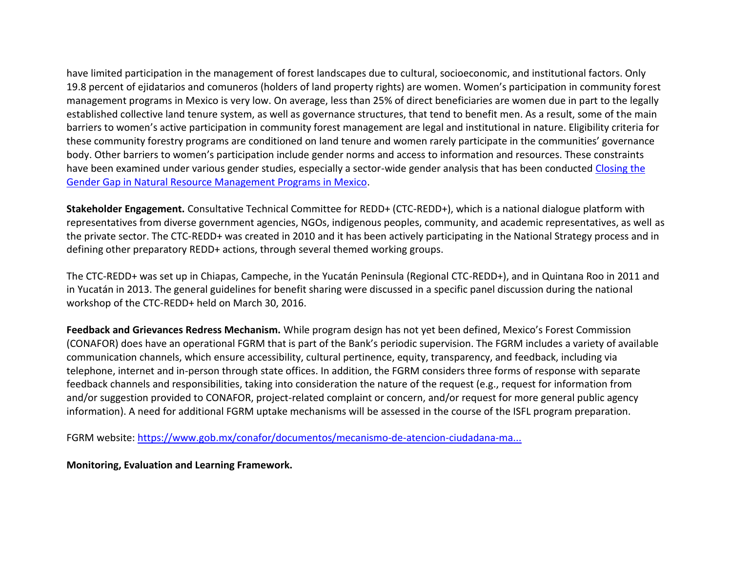have limited participation in the management of forest landscapes due to cultural, socioeconomic, and institutional factors. Only 19.8 percent of ejidatarios and comuneros (holders of land property rights) are women. Women's participation in community forest management programs in Mexico is very low. On average, less than 25% of direct beneficiaries are women due in part to the legally established collective land tenure system, as well as governance structures, that tend to benefit men. As a result, some of the main barriers to women's active participation in community forest management are legal and institutional in nature. Eligibility criteria for these community forestry programs are conditioned on land tenure and women rarely participate in the communities' governance body. Other barriers to women's participation include gender norms and access to information and resources. These constraints have been examined under various gender studies, especially a sector-wide gender analysis that has been conducted [Closing the Gender Gap in Natural Resource Management Programs in Mexico](#).

**Stakeholder Engagement.** Consultative Technical Committee for REDD+ (CTC-REDD+), which is a national dialogue platform with representatives from diverse government agencies, NGOs, indigenous peoples, community, and academic representatives, as well as the private sector. The CTC-REDD+ was created in 2010 and it has been actively participating in the National Strategy process and in defining other preparatory REDD+ actions, through several themed working groups.

The CTC-REDD+ was set up in Chiapas, Campeche, in the Yucatán Peninsula (Regional CTC-REDD+), and in Quintana Roo in 2011 and in Yucatán in 2013. The general guidelines for benefit sharing were discussed in a specific panel discussion during the national workshop of the CTC-REDD+ held on March 30, 2016.

**Feedback and Grievances Redress Mechanism.** While program design has not yet been defined, Mexico's Forest Commission (CONAFOR) does have an operational FGRM that is part of the Bank's periodic supervision. The FGRM includes a variety of available communication channels, which ensure accessibility, cultural pertinence, equity, transparency, and feedback, including via telephone, internet and in-person through state offices. In addition, the FGRM considers three forms of response with separate feedback channels and responsibilities, taking into consideration the nature of the request (e.g., request for information from and/or suggestion provided to CONAFOR, project-related complaint or concern, and/or request for more general public agency information). A need for additional FGRM uptake mechanisms will be assessed in the course of the ISFL program preparation.

FGRM website: https://www.gob.mx/conafor/documentos/mecanismo-de-atencion-ciudadana-ma...

**Monitoring, Evaluation and Learning Framework.**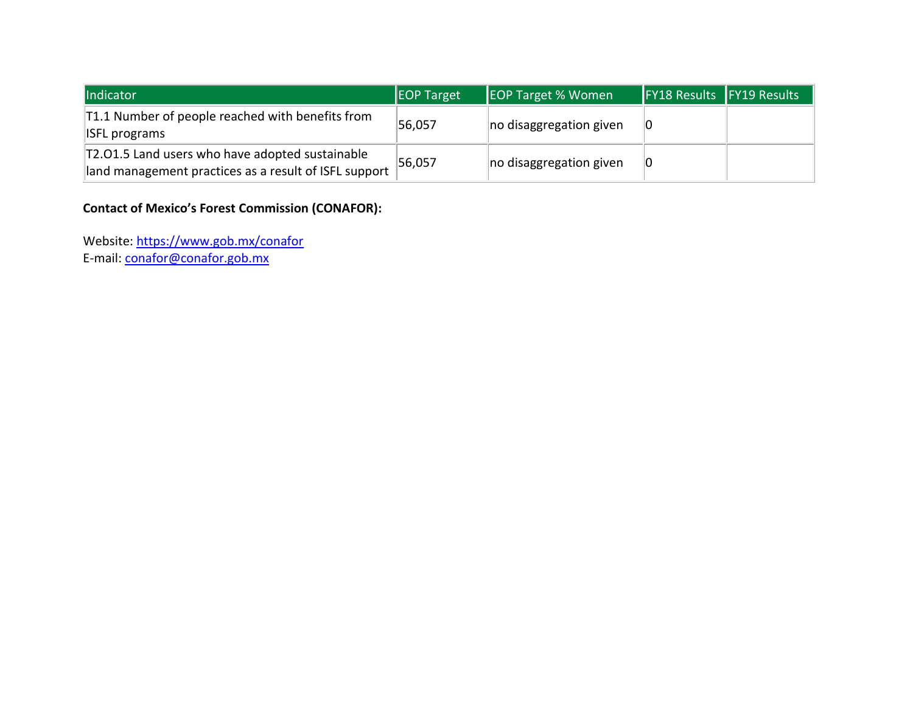| Indicator | EOP Target | EOP Target % Women | FY18 Results | FY19 Results |
|---|---|---|---|---|
| T1.1 Number of people reached with benefits from ISFL programs | 56,057 | no disaggregation given | 0 | |
| T2.O1.5 Land users who have adopted sustainable land management practices as a result of ISFL support | 56,057 | no disaggregation given | 0 | |

**Contact of Mexico's Forest Commission (CONAFOR):**

Website: https://www.gob.mx/conafor
E-mail: conafor@conafor.gob.mx